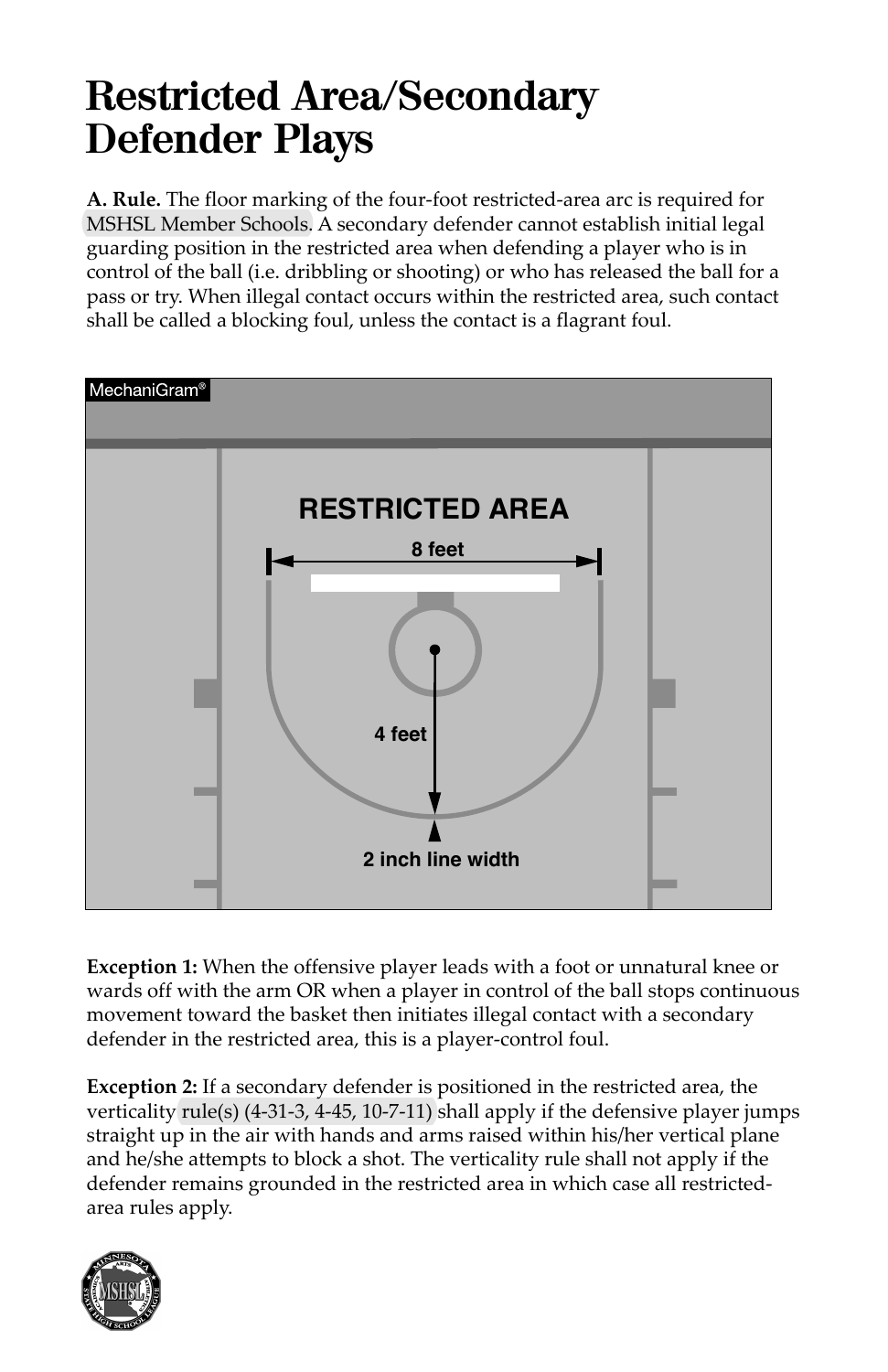# Restricted Area/Secondary Defender Plays

**A. Rule.** The floor marking of the four-foot restricted-area arc is required for MSHSL Member Schools. A secondary defender cannot establish initial legal guarding position in the restricted area when defending a player who is in control of the ball (i.e. dribbling or shooting) or who has released the ball for a pass or try. When illegal contact occurs within the restricted area, such contact shall be called a blocking foul, unless the contact is a flagrant foul.

MechaniGram®

RESTRICTED AREA

8 feet

4 feet

2 inch line width

**Exception 1:** When the offensive player leads with a foot or unnatural knee or wards off with the arm OR when a player in control of the ball stops continuous movement toward the basket then initiates illegal contact with a secondary defender in the restricted area, this is a player-control foul.

**Exception 2:** If a secondary defender is positioned in the restricted area, the verticality rule(s) (4-31-3, 4-45, 10-7-11) shall apply if the defensive player jumps straight up in the air with hands and arms raised within his/her vertical plane and he/she attempts to block a shot. The verticality rule shall not apply if the defender remains grounded in the restricted area in which case all restricted-area rules apply.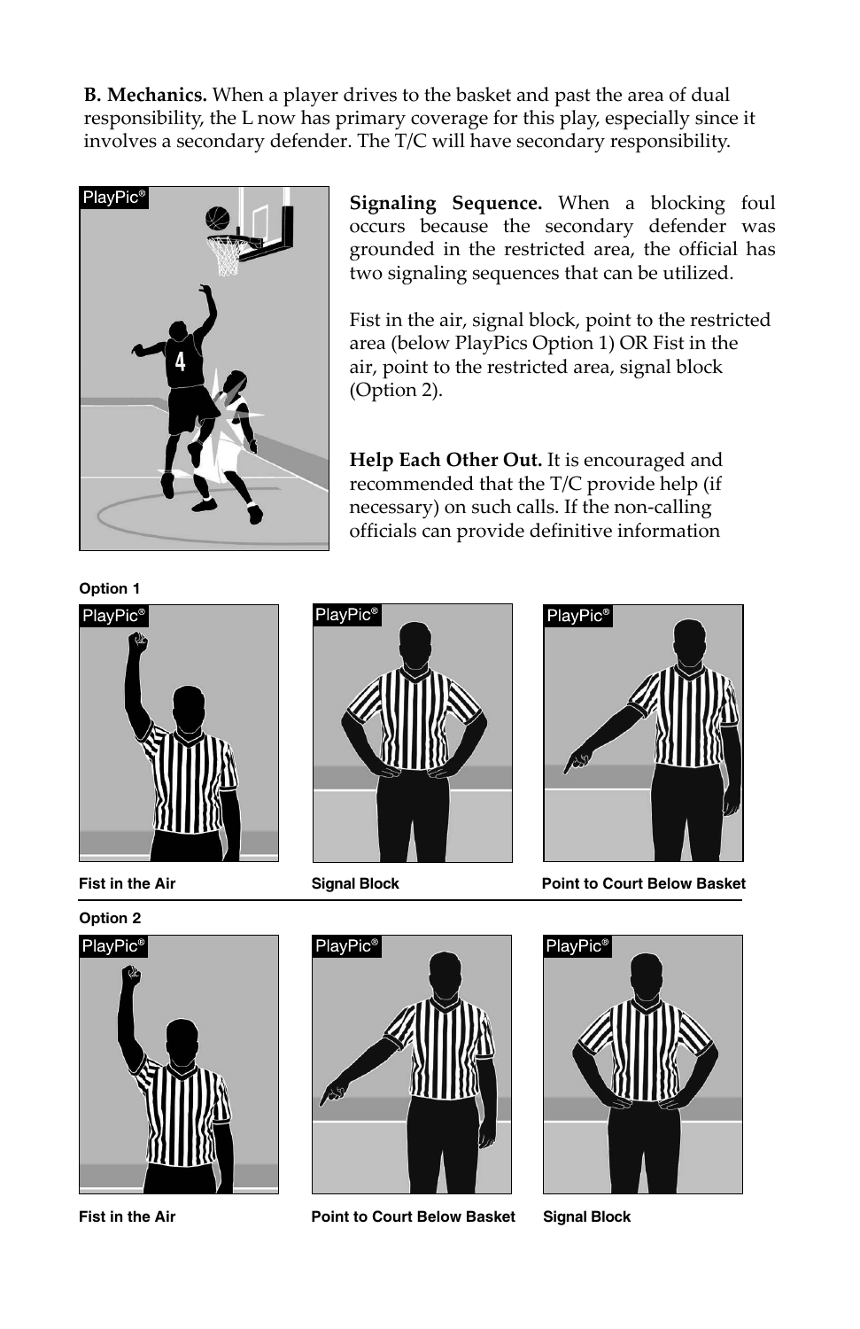**B. Mechanics.** When a player drives to the basket and past the area of dual responsibility, the L now has primary coverage for this play, especially since it involves a secondary defender. The T/C will have secondary responsibility.

**Signaling Sequence.** When a blocking foul occurs because the secondary defender was grounded in the restricted area, the official has two signaling sequences that can be utilized.

Fist in the air, signal block, point to the restricted area (below PlayPics Option 1) OR Fist in the air, point to the restricted area, signal block (Option 2).

**Help Each Other Out.** It is encouraged and recommended that the T/C provide help (if necessary) on such calls. If the non-calling officials can provide definitive information

**Option 1**

Fist in the Air

Signal Block

Point to Court Below Basket

**Option 2**

Fist in the Air

Point to Court Below Basket

Signal Block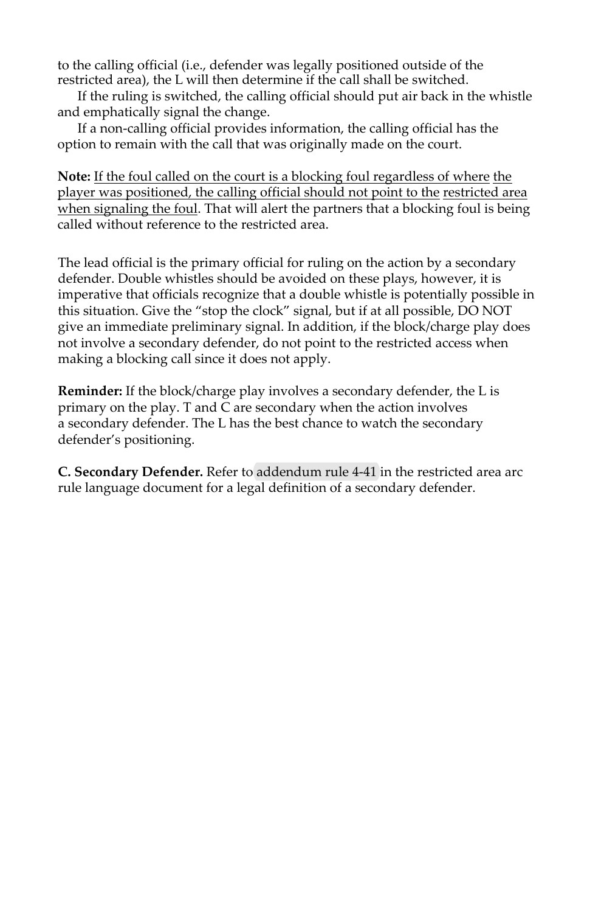to the calling official (i.e., defender was legally positioned outside of the restricted area), the L will then determine if the call shall be switched.

If the ruling is switched, the calling official should put air back in the whistle and emphatically signal the change.

If a non-calling official provides information, the calling official has the option to remain with the call that was originally made on the court.

**Note:** <u>If the foul called on the court is a blocking foul regardless of where the player was positioned, the calling official should not point to the restricted area when signaling the foul</u>. That will alert the partners that a blocking foul is being called without reference to the restricted area.

The lead official is the primary official for ruling on the action by a secondary defender. Double whistles should be avoided on these plays, however, it is imperative that officials recognize that a double whistle is potentially possible in this situation. Give the "stop the clock" signal, but if at all possible, DO NOT give an immediate preliminary signal. In addition, if the block/charge play does not involve a secondary defender, do not point to the restricted access when making a blocking call since it does not apply.

**Reminder:** If the block/charge play involves a secondary defender, the L is primary on the play. T and C are secondary when the action involves a secondary defender. The L has the best chance to watch the secondary defender's positioning.

**C. Secondary Defender.** Refer to addendum rule 4-41 in the restricted area arc rule language document for a legal definition of a secondary defender.